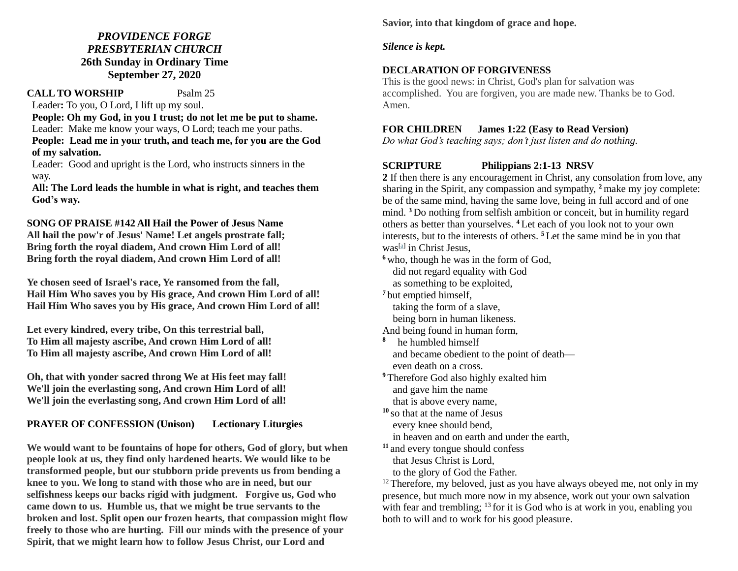***PROVIDENCE FORGE***
***PRESBYTERIAN CHURCH***
**26th Sunday in Ordinary Time**
**September 27, 2020**

**CALL TO WORSHIP** Psalm 25

Leader**:** To you, O Lord, I lift up my soul.
**People: Oh my God, in you I trust; do not let me be put to shame.**
Leader: Make me know your ways, O Lord; teach me your paths.
**People: Lead me in your truth, and teach me, for you are the God of my salvation.**
Leader: Good and upright is the Lord, who instructs sinners in the way.
**All: The Lord leads the humble in what is right, and teaches them God's way.**

**SONG OF PRAISE #142 All Hail the Power of Jesus Name**

**All hail the pow'r of Jesus' Name! Let angels prostrate fall;**
**Bring forth the royal diadem, And crown Him Lord of all!**
**Bring forth the royal diadem, And crown Him Lord of all!**

**Ye chosen seed of Israel's race, Ye ransomed from the fall,**
**Hail Him Who saves you by His grace, And crown Him Lord of all!**
**Hail Him Who saves you by His grace, And crown Him Lord of all!**

**Let every kindred, every tribe, On this terrestrial ball,**
**To Him all majesty ascribe, And crown Him Lord of all!**
**To Him all majesty ascribe, And crown Him Lord of all!**

**Oh, that with yonder sacred throng We at His feet may fall!**
**We'll join the everlasting song, And crown Him Lord of all!**
**We'll join the everlasting song, And crown Him Lord of all!**

**PRAYER OF CONFESSION (Unison) Lectionary Liturgies**

**We would want to be fountains of hope for others, God of glory, but when people look at us, they find only hardened hearts. We would like to be transformed people, but our stubborn pride prevents us from bending a knee to you. We long to stand with those who are in need, but our selfishness keeps our backs rigid with judgment. Forgive us, God who came down to us. Humble us, that we might be true servants to the broken and lost. Split open our frozen hearts, that compassion might flow freely to those who are hurting. Fill our minds with the presence of your Spirit, that we might learn how to follow Jesus Christ, our Lord and Savior, into that kingdom of grace and hope.**

***Silence is kept.***

**DECLARATION OF FORGIVENESS**

This is the good news: in Christ, God's plan for salvation was accomplished. You are forgiven, you are made new. Thanks be to God. Amen.

**FOR CHILDREN James 1:22 (Easy to Read Version)**

*Do what God's teaching says; don't just listen and do nothing.*

**SCRIPTURE Philippians 2:1-13 NRSV**

**2** If then there is any encouragement in Christ, any consolation from love, any sharing in the Spirit, any compassion and sympathy, **2** make my joy complete: be of the same mind, having the same love, being in full accord and of one mind. **3** Do nothing from selfish ambition or conceit, but in humility regard others as better than yourselves. **4** Let each of you look not to your own interests, but to the interests of others. **5** Let the same mind be in you that was[a] in Christ Jesus,

**6** who, though he was in the form of God,
did not regard equality with God
as something to be exploited,
**7** but emptied himself,
taking the form of a slave,
being born in human likeness.
And being found in human form,
**8** he humbled himself
and became obedient to the point of death—
even death on a cross.
**9** Therefore God also highly exalted him
and gave him the name
that is above every name,
**10** so that at the name of Jesus
every knee should bend,
in heaven and on earth and under the earth,
**11** and every tongue should confess
that Jesus Christ is Lord,
to the glory of God the Father.

12 Therefore, my beloved, just as you have always obeyed me, not only in my presence, but much more now in my absence, work out your own salvation with fear and trembling; 13 for it is God who is at work in you, enabling you both to will and to work for his good pleasure.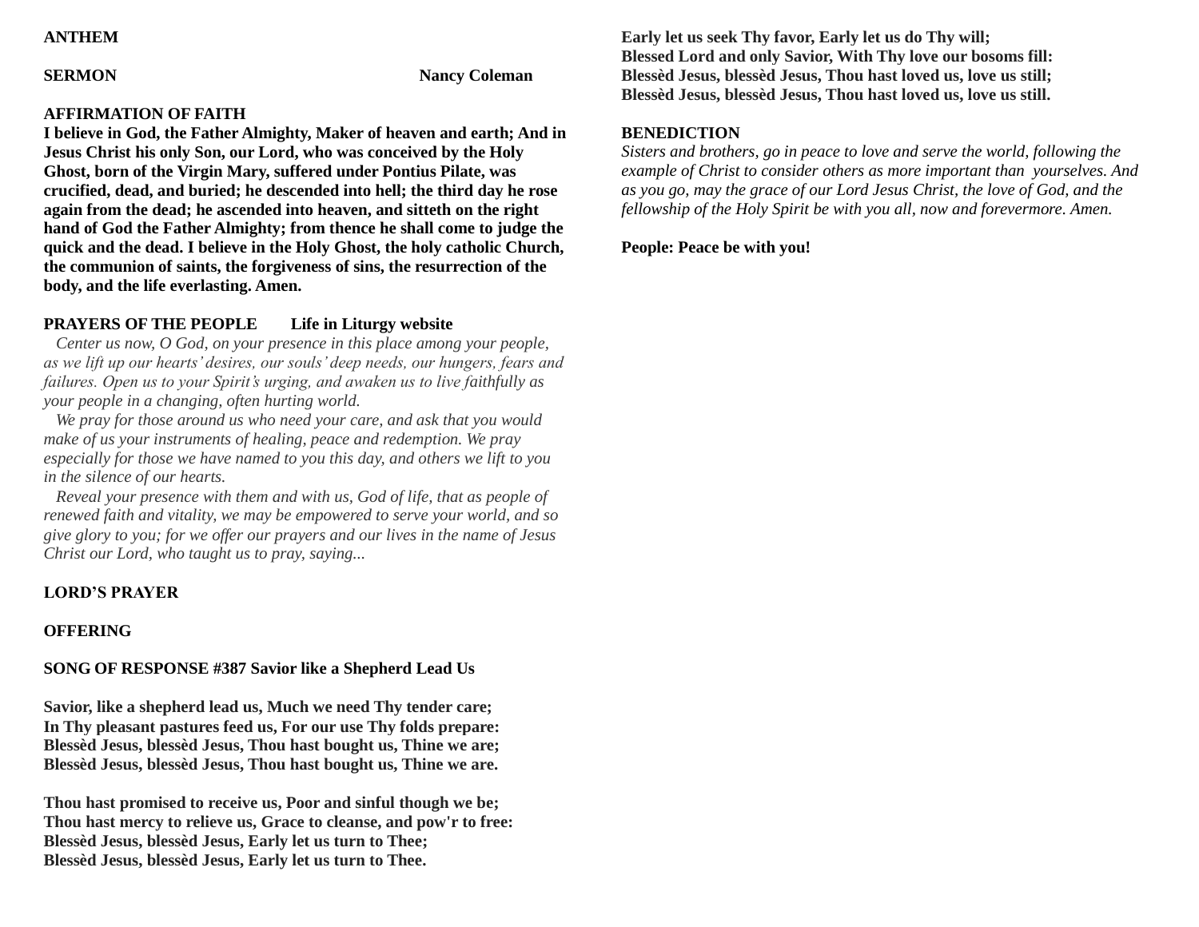**ANTHEM**

**SERMON** **Nancy Coleman**

**AFFIRMATION OF FAITH**

**I believe in God, the Father Almighty, Maker of heaven and earth; And in Jesus Christ his only Son, our Lord, who was conceived by the Holy Ghost, born of the Virgin Mary, suffered under Pontius Pilate, was crucified, dead, and buried; he descended into hell; the third day he rose again from the dead; he ascended into heaven, and sitteth on the right hand of God the Father Almighty; from thence he shall come to judge the quick and the dead. I believe in the Holy Ghost, the holy catholic Church, the communion of saints, the forgiveness of sins, the resurrection of the body, and the life everlasting. Amen.**

**PRAYERS OF THE PEOPLE** **Life in Liturgy website**

*Center us now, O God, on your presence in this place among your people, as we lift up our hearts' desires, our souls' deep needs, our hungers, fears and failures. Open us to your Spirit's urging, and awaken us to live faithfully as your people in a changing, often hurting world.*

*We pray for those around us who need your care, and ask that you would make of us your instruments of healing, peace and redemption. We pray especially for those we have named to you this day, and others we lift to you in the silence of our hearts.*

*Reveal your presence with them and with us, God of life, that as people of renewed faith and vitality, we may be empowered to serve your world, and so give glory to you; for we offer our prayers and our lives in the name of Jesus Christ our Lord, who taught us to pray, saying...*

**LORD'S PRAYER**

**OFFERING**

**SONG OF RESPONSE #387 Savior like a Shepherd Lead Us**

**Savior, like a shepherd lead us, Much we need Thy tender care;**
**In Thy pleasant pastures feed us, For our use Thy folds prepare:**
**Blessèd Jesus, blessèd Jesus, Thou hast bought us, Thine we are;**
**Blessèd Jesus, blessèd Jesus, Thou hast bought us, Thine we are.**

**Thou hast promised to receive us, Poor and sinful though we be;**
**Thou hast mercy to relieve us, Grace to cleanse, and pow'r to free:**
**Blessèd Jesus, blessèd Jesus, Early let us turn to Thee;**
**Blessèd Jesus, blessèd Jesus, Early let us turn to Thee.**

**Early let us seek Thy favor, Early let us do Thy will;**
**Blessed Lord and only Savior, With Thy love our bosoms fill:**
**Blessèd Jesus, blessèd Jesus, Thou hast loved us, love us still;**
**Blessèd Jesus, blessèd Jesus, Thou hast loved us, love us still.**

**BENEDICTION**

*Sisters and brothers, go in peace to love and serve the world, following the example of Christ to consider others as more important than yourselves. And as you go, may the grace of our Lord Jesus Christ, the love of God, and the fellowship of the Holy Spirit be with you all, now and forevermore. Amen.*

**People: Peace be with you!**